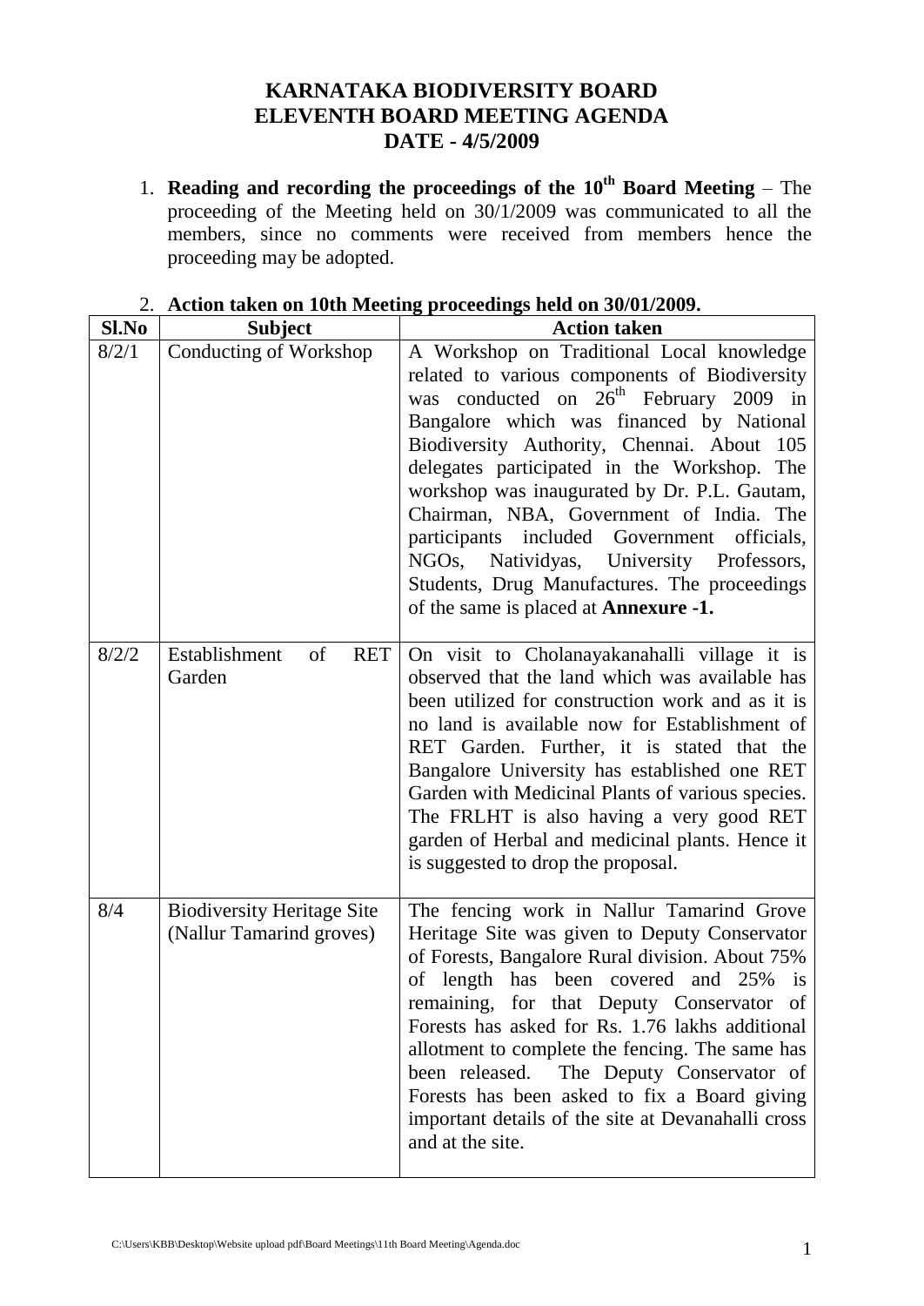# KARNATAKA BIODIVERSITY BOARD
# ELEVENTH BOARD MEETING AGENDA
# DATE - 4/5/2009

1. **Reading and recording the proceedings of the 10th Board Meeting** – The proceeding of the Meeting held on 30/1/2009 was communicated to all the members, since no comments were received from members hence the proceeding may be adopted.

2. **Action taken on 10th Meeting proceedings held on 30/01/2009.**

| Sl.No | Subject | Action taken |
|---|---|---|
| 8/2/1 | Conducting of Workshop | A Workshop on Traditional Local knowledge related to various components of Biodiversity was conducted on 26th February 2009 in Bangalore which was financed by National Biodiversity Authority, Chennai. About 105 delegates participated in the Workshop. The workshop was inaugurated by Dr. P.L. Gautam, Chairman, NBA, Government of India. The participants included Government officials, NGOs, Natividyas, University Professors, Students, Drug Manufactures. The proceedings of the same is placed at **Annexure -1.** |
| 8/2/2 | Establishment of RET Garden | On visit to Cholanayakanahalli village it is observed that the land which was available has been utilized for construction work and as it is no land is available now for Establishment of RET Garden. Further, it is stated that the Bangalore University has established one RET Garden with Medicinal Plants of various species. The FRLHT is also having a very good RET garden of Herbal and medicinal plants. Hence it is suggested to drop the proposal. |
| 8/4 | Biodiversity Heritage Site (Nallur Tamarind groves) | The fencing work in Nallur Tamarind Grove Heritage Site was given to Deputy Conservator of Forests, Bangalore Rural division. About 75% of length has been covered and 25% is remaining, for that Deputy Conservator of Forests has asked for Rs. 1.76 lakhs additional allotment to complete the fencing. The same has been released. The Deputy Conservator of Forests has been asked to fix a Board giving important details of the site at Devanahalli cross and at the site. |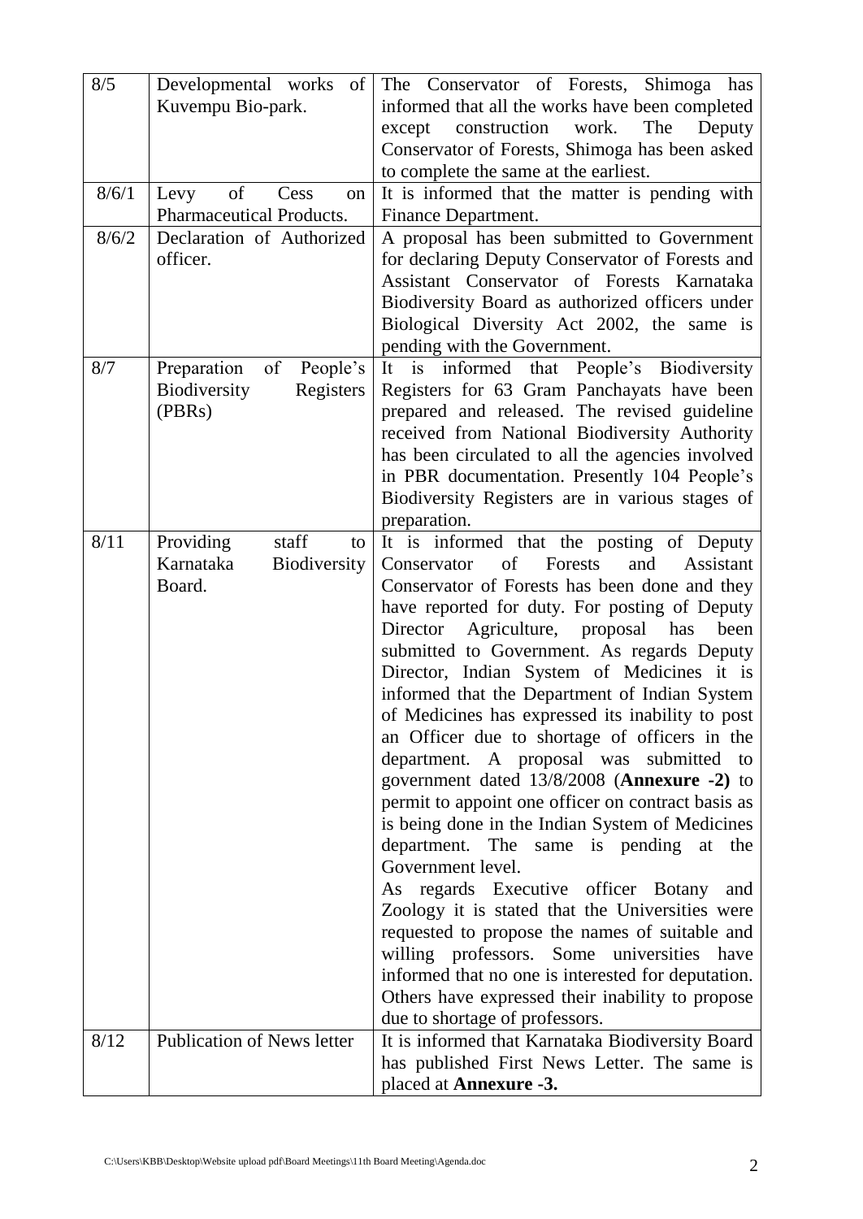| 8/5 | Developmental works of Kuvempu Bio-park. | The Conservator of Forests, Shimoga has informed that all the works have been completed except construction work. The Deputy Conservator of Forests, Shimoga has been asked to complete the same at the earliest. |
|---|---|---|
| 8/6/1 | Levy of Cess on Pharmaceutical Products. | It is informed that the matter is pending with Finance Department. |
| 8/6/2 | Declaration of Authorized officer. | A proposal has been submitted to Government for declaring Deputy Conservator of Forests and Assistant Conservator of Forests Karnataka Biodiversity Board as authorized officers under Biological Diversity Act 2002, the same is pending with the Government. |
| 8/7 | Preparation of People's Biodiversity Registers (PBRs) | It is informed that People's Biodiversity Registers for 63 Gram Panchayats have been prepared and released. The revised guideline received from National Biodiversity Authority has been circulated to all the agencies involved in PBR documentation. Presently 104 People's Biodiversity Registers are in various stages of preparation. |
| 8/11 | Providing staff to Karnataka Biodiversity Board. | It is informed that the posting of Deputy Conservator of Forests and Assistant Conservator of Forests has been done and they have reported for duty. For posting of Deputy Director Agriculture, proposal has been submitted to Government. As regards Deputy Director, Indian System of Medicines it is informed that the Department of Indian System of Medicines has expressed its inability to post an Officer due to shortage of officers in the department. A proposal was submitted to government dated 13/8/2008 (**Annexure -2)** to permit to appoint one officer on contract basis as is being done in the Indian System of Medicines department. The same is pending at the Government level.<br>As regards Executive officer Botany and Zoology it is stated that the Universities were requested to propose the names of suitable and willing professors. Some universities have informed that no one is interested for deputation. Others have expressed their inability to propose due to shortage of professors. |
| 8/12 | Publication of News letter | It is informed that Karnataka Biodiversity Board has published First News Letter. The same is placed at **Annexure -3.** |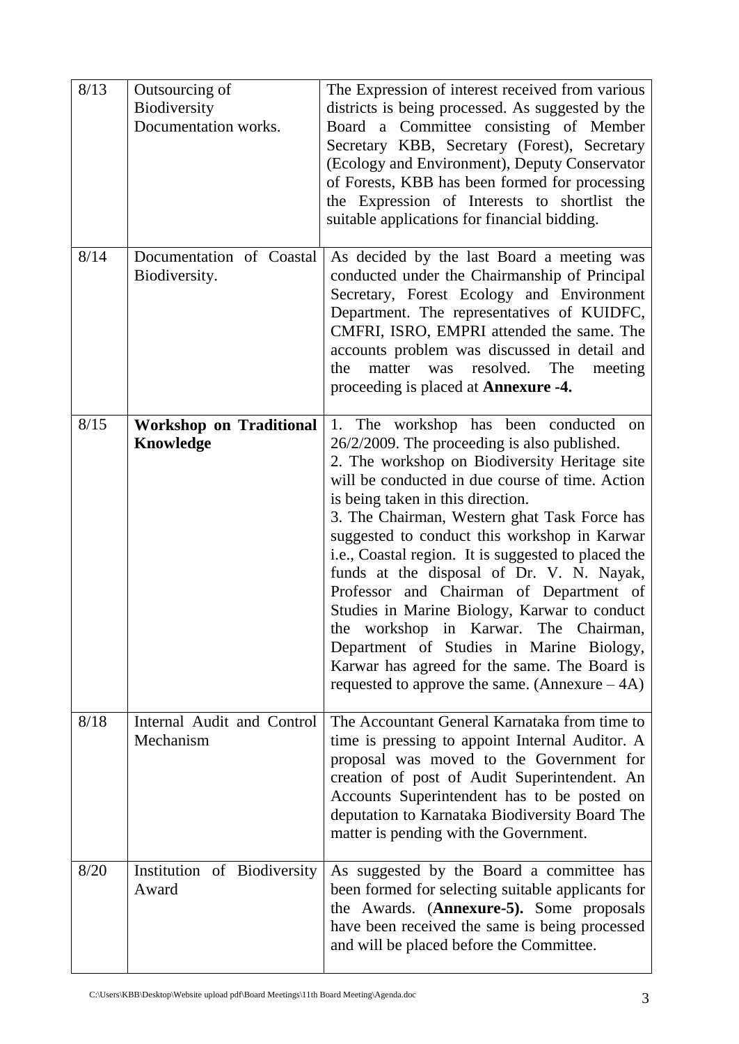| | | |
|---|---|---|
| 8/13 | Outsourcing of Biodiversity Documentation works. | The Expression of interest received from various districts is being processed. As suggested by the Board a Committee consisting of Member Secretary KBB, Secretary (Forest), Secretary (Ecology and Environment), Deputy Conservator of Forests, KBB has been formed for processing the Expression of Interests to shortlist the suitable applications for financial bidding. |
| 8/14 | Documentation of Coastal Biodiversity. | As decided by the last Board a meeting was conducted under the Chairmanship of Principal Secretary, Forest Ecology and Environment Department. The representatives of KUIDFC, CMFRI, ISRO, EMPRI attended the same. The accounts problem was discussed in detail and the matter was resolved. The meeting proceeding is placed at **Annexure -4.** |
| 8/15 | **Workshop on Traditional Knowledge** | 1. The workshop has been conducted on 26/2/2009. The proceeding is also published.<br>2. The workshop on Biodiversity Heritage site will be conducted in due course of time. Action is being taken in this direction.<br>3. The Chairman, Western ghat Task Force has suggested to conduct this workshop in Karwar i.e., Coastal region. It is suggested to placed the funds at the disposal of Dr. V. N. Nayak, Professor and Chairman of Department of Studies in Marine Biology, Karwar to conduct the workshop in Karwar. The Chairman, Department of Studies in Marine Biology, Karwar has agreed for the same. The Board is requested to approve the same. (Annexure – 4A) |
| 8/18 | Internal Audit and Control Mechanism | The Accountant General Karnataka from time to time is pressing to appoint Internal Auditor. A proposal was moved to the Government for creation of post of Audit Superintendent. An Accounts Superintendent has to be posted on deputation to Karnataka Biodiversity Board The matter is pending with the Government. |
| 8/20 | Institution of Biodiversity Award | As suggested by the Board a committee has been formed for selecting suitable applicants for the Awards. (**Annexure-5).** Some proposals have been received the same is being processed and will be placed before the Committee. |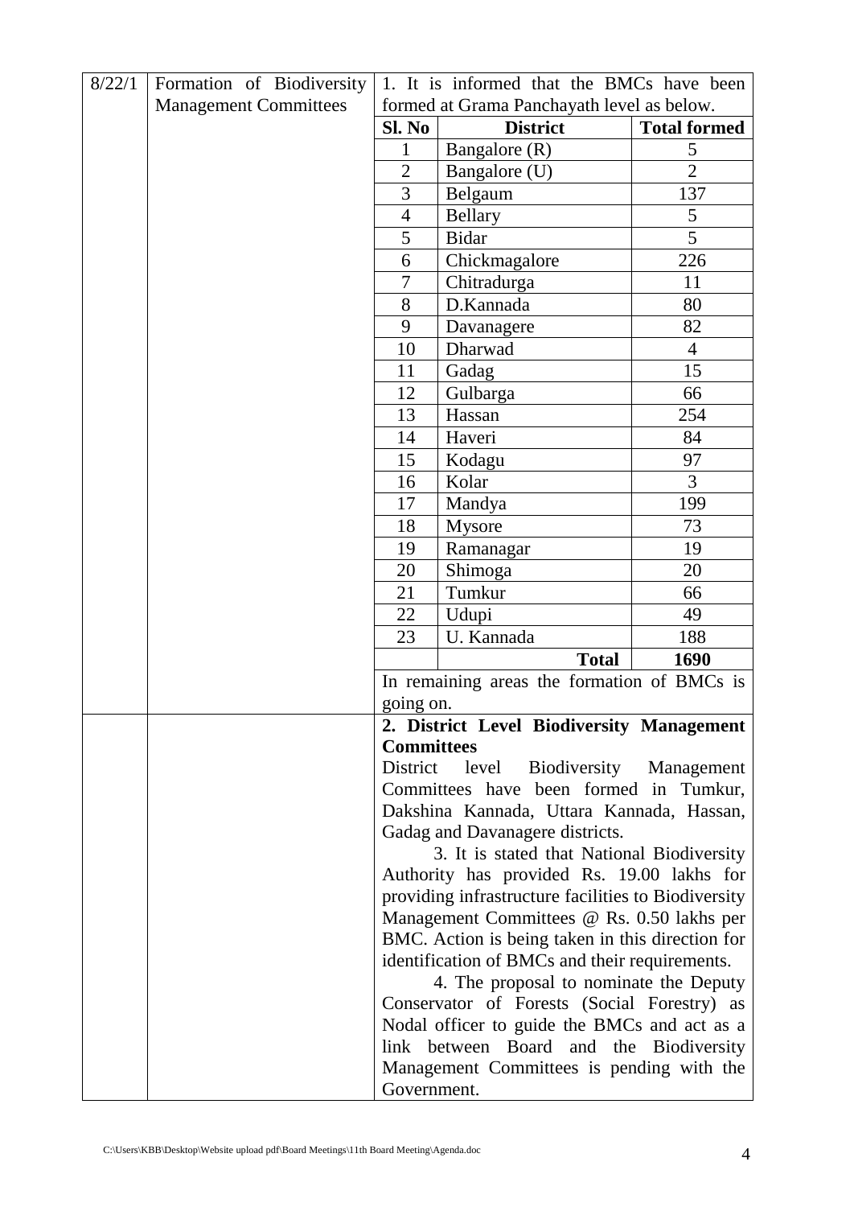| 8/22/1 | Formation of Biodiversity Management Committees | 1. It is informed that the BMCs have been formed at Grama Panchayath level as below. |
|---|---|---|

| Sl. No | District | Total formed |
|---|---|---|
| 1 | Bangalore (R) | 5 |
| 2 | Bangalore (U) | 2 |
| 3 | Belgaum | 137 |
| 4 | Bellary | 5 |
| 5 | Bidar | 5 |
| 6 | Chickmagalore | 226 |
| 7 | Chitradurga | 11 |
| 8 | D.Kannada | 80 |
| 9 | Davanagere | 82 |
| 10 | Dharwad | 4 |
| 11 | Gadag | 15 |
| 12 | Gulbarga | 66 |
| 13 | Hassan | 254 |
| 14 | Haveri | 84 |
| 15 | Kodagu | 97 |
| 16 | Kolar | 3 |
| 17 | Mandya | 199 |
| 18 | Mysore | 73 |
| 19 | Ramanagar | 19 |
| 20 | Shimoga | 20 |
| 21 | Tumkur | 66 |
| 22 | Udupi | 49 |
| 23 | U. Kannada | 188 |
| | **Total** | **1690** |

In remaining areas the formation of BMCs is going on.

**2. District Level Biodiversity Management Committees**

District level Biodiversity Management Committees have been formed in Tumkur, Dakshina Kannada, Uttara Kannada, Hassan, Gadag and Davanagere districts.

3. It is stated that National Biodiversity Authority has provided Rs. 19.00 lakhs for providing infrastructure facilities to Biodiversity Management Committees @ Rs. 0.50 lakhs per BMC. Action is being taken in this direction for identification of BMCs and their requirements.

4. The proposal to nominate the Deputy Conservator of Forests (Social Forestry) as Nodal officer to guide the BMCs and act as a link between Board and the Biodiversity Management Committees is pending with the Government.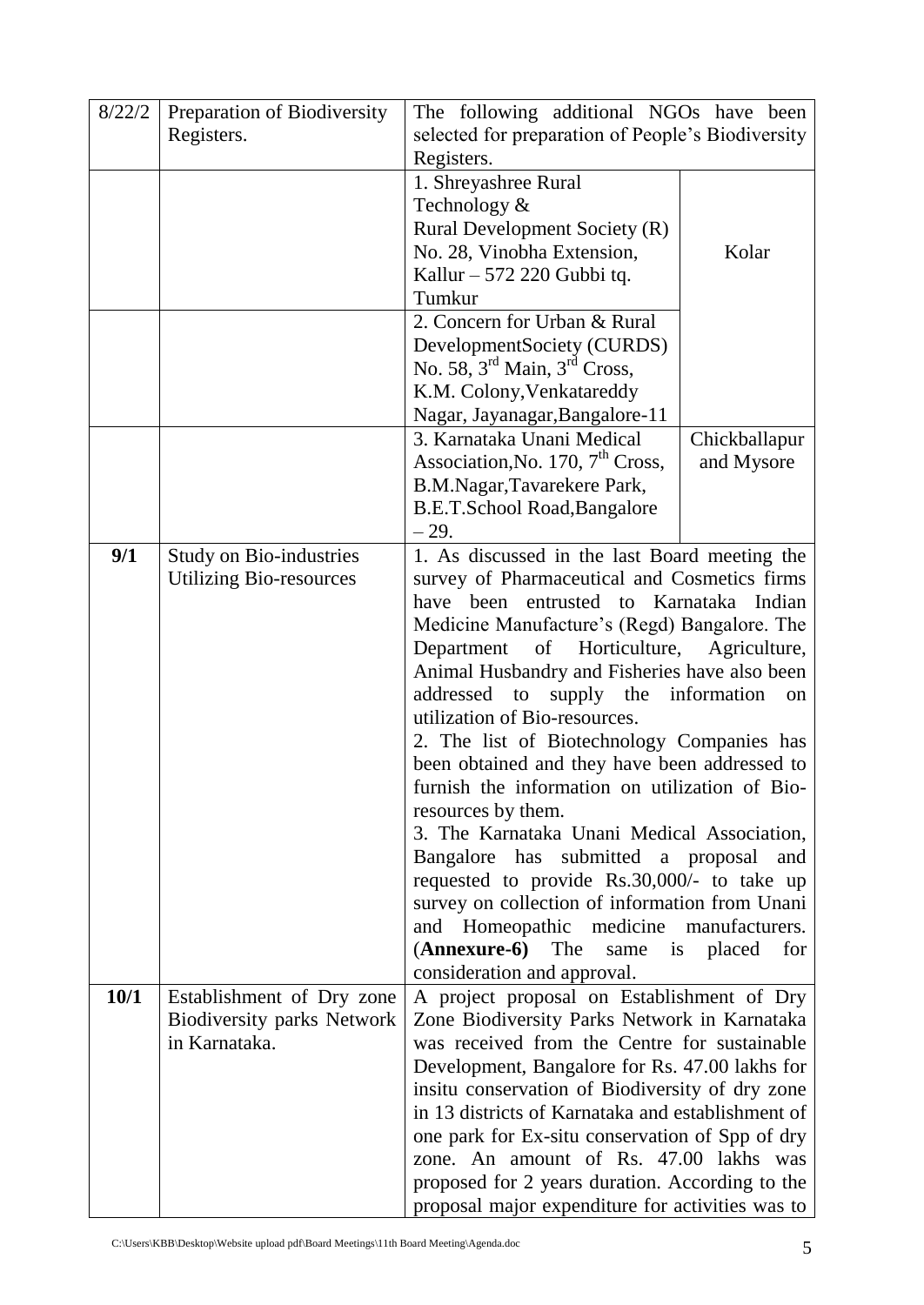| 8/22/2 | Preparation of Biodiversity Registers. | The following additional NGOs have been selected for preparation of People's Biodiversity Registers. | |
|---|---|---|---|
| | | 1. Shreyashree Rural Technology & Rural Development Society (R) No. 28, Vinobha Extension, Kallur – 572 220 Gubbi tq. Tumkur | Kolar |
| | | 2. Concern for Urban & Rural DevelopmentSociety (CURDS) No. 58, 3rd Main, 3rd Cross, K.M. Colony,Venkatareddy Nagar, Jayanagar,Bangalore-11 | |
| | | 3. Karnataka Unani Medical Association,No. 170, 7th Cross, B.M.Nagar,Tavarekere Park, B.E.T.School Road,Bangalore – 29. | Chickballapur and Mysore |
| **9/1** | Study on Bio-industries Utilizing Bio-resources | 1. As discussed in the last Board meeting the survey of Pharmaceutical and Cosmetics firms have been entrusted to Karnataka Indian Medicine Manufacture's (Regd) Bangalore. The Department of Horticulture, Agriculture, Animal Husbandry and Fisheries have also been addressed to supply the information on utilization of Bio-resources.<br>2. The list of Biotechnology Companies has been obtained and they have been addressed to furnish the information on utilization of Bio-resources by them.<br>3. The Karnataka Unani Medical Association, Bangalore has submitted a proposal and requested to provide Rs.30,000/- to take up survey on collection of information from Unani and Homeopathic medicine manufacturers. (**Annexure-6**) The same is placed for consideration and approval. | |
| **10/1** | Establishment of Dry zone Biodiversity parks Network in Karnataka. | A project proposal on Establishment of Dry Zone Biodiversity Parks Network in Karnataka was received from the Centre for sustainable Development, Bangalore for Rs. 47.00 lakhs for insitu conservation of Biodiversity of dry zone in 13 districts of Karnataka and establishment of one park for Ex-situ conservation of Spp of dry zone. An amount of Rs. 47.00 lakhs was proposed for 2 years duration. According to the proposal major expenditure for activities was to | |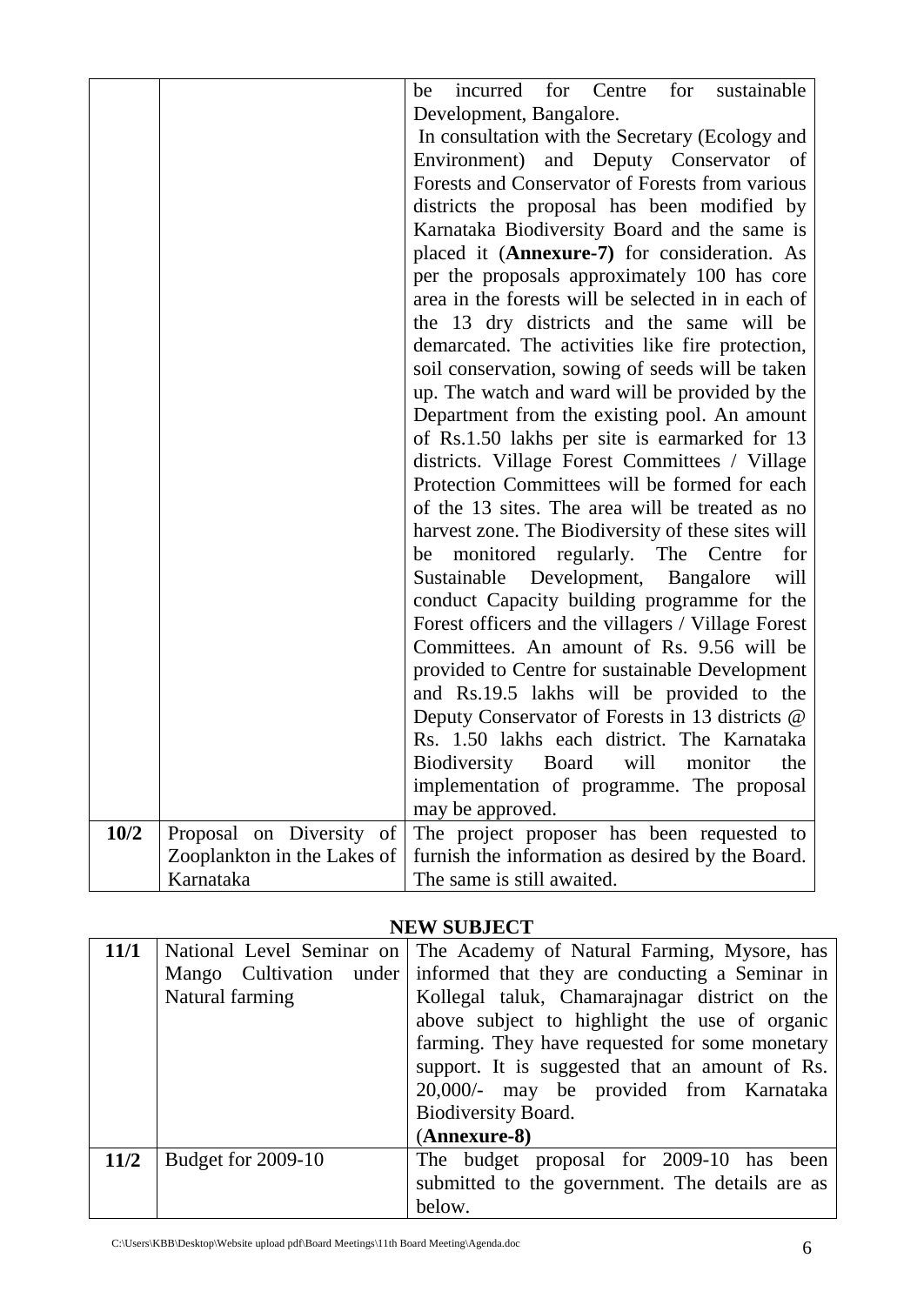| | | |
|---|---|---|
| | | be incurred for Centre for sustainable Development, Bangalore. In consultation with the Secretary (Ecology and Environment) and Deputy Conservator of Forests and Conservator of Forests from various districts the proposal has been modified by Karnataka Biodiversity Board and the same is placed it (**Annexure-7)** for consideration. As per the proposals approximately 100 has core area in the forests will be selected in in each of the 13 dry districts and the same will be demarcated. The activities like fire protection, soil conservation, sowing of seeds will be taken up. The watch and ward will be provided by the Department from the existing pool. An amount of Rs.1.50 lakhs per site is earmarked for 13 districts. Village Forest Committees / Village Protection Committees will be formed for each of the 13 sites. The area will be treated as no harvest zone. The Biodiversity of these sites will be monitored regularly. The Centre for Sustainable Development, Bangalore will conduct Capacity building programme for the Forest officers and the villagers / Village Forest Committees. An amount of Rs. 9.56 will be provided to Centre for sustainable Development and Rs.19.5 lakhs will be provided to the Deputy Conservator of Forests in 13 districts @ Rs. 1.50 lakhs each district. The Karnataka Biodiversity Board will monitor the implementation of programme. The proposal may be approved. |
| **10/2** | Proposal on Diversity of Zooplankton in the Lakes of Karnataka | The project proposer has been requested to furnish the information as desired by the Board. The same is still awaited. |

**NEW SUBJECT**

| | | |
|---|---|---|
| **11/1** | National Level Seminar on Mango Cultivation under Natural farming | The Academy of Natural Farming, Mysore, has informed that they are conducting a Seminar in Kollegal taluk, Chamarajnagar district on the above subject to highlight the use of organic farming. They have requested for some monetary support. It is suggested that an amount of Rs. 20,000/- may be provided from Karnataka Biodiversity Board. (**Annexure-8)** |
| **11/2** | Budget for 2009-10 | The budget proposal for 2009-10 has been submitted to the government. The details are as below. |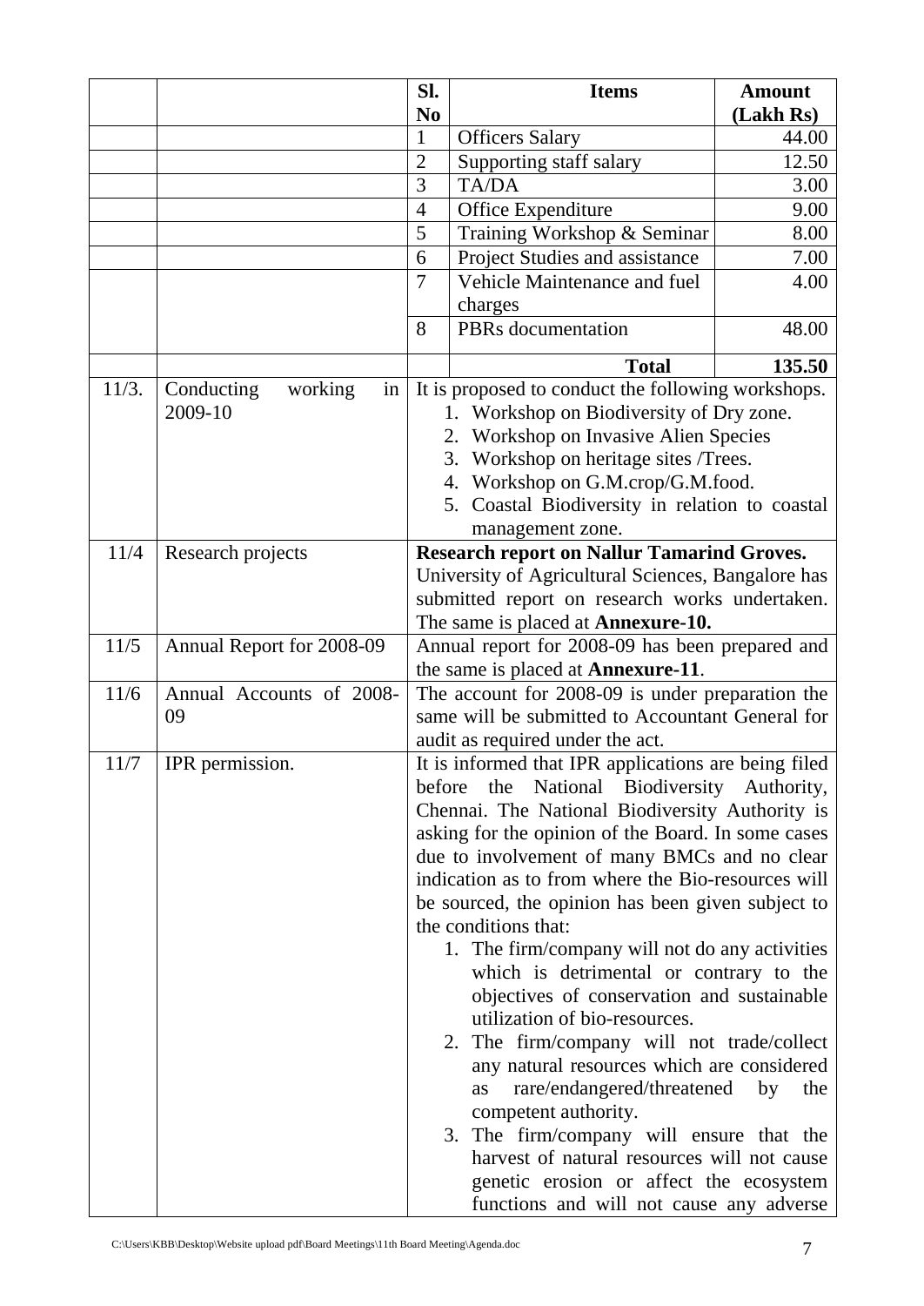| | | Sl. No | Items | Amount (Lakh Rs) |
|---|---|---|---|---|
| | | 1 | Officers Salary | 44.00 |
| | | 2 | Supporting staff salary | 12.50 |
| | | 3 | TA/DA | 3.00 |
| | | 4 | Office Expenditure | 9.00 |
| | | 5 | Training Workshop & Seminar | 8.00 |
| | | 6 | Project Studies and assistance | 7.00 |
| | | 7 | Vehicle Maintenance and fuel charges | 4.00 |
| | | 8 | PBRs documentation | 48.00 |
| | | | **Total** | **135.50** |

| | | |
|---|---|---|
| 11/3. | Conducting working in 2009-10 | It is proposed to conduct the following workshops.<br>1. Workshop on Biodiversity of Dry zone.<br>2. Workshop on Invasive Alien Species<br>3. Workshop on heritage sites /Trees.<br>4. Workshop on G.M.crop/G.M.food.<br>5. Coastal Biodiversity in relation to coastal management zone. |
| 11/4 | Research projects | **Research report on Nallur Tamarind Groves.**<br>University of Agricultural Sciences, Bangalore has submitted report on research works undertaken. The same is placed at **Annexure-10.** |
| 11/5 | Annual Report for 2008-09 | Annual report for 2008-09 has been prepared and the same is placed at **Annexure-11**. |
| 11/6 | Annual Accounts of 2008-09 | The account for 2008-09 is under preparation the same will be submitted to Accountant General for audit as required under the act. |
| 11/7 | IPR permission. | It is informed that IPR applications are being filed before the National Biodiversity Authority, Chennai. The National Biodiversity Authority is asking for the opinion of the Board. In some cases due to involvement of many BMCs and no clear indication as to from where the Bio-resources will be sourced, the opinion has been given subject to the conditions that:<br>1. The firm/company will not do any activities which is detrimental or contrary to the objectives of conservation and sustainable utilization of bio-resources.<br>2. The firm/company will not trade/collect any natural resources which are considered as rare/endangered/threatened by the competent authority.<br>3. The firm/company will ensure that the harvest of natural resources will not cause genetic erosion or affect the ecosystem functions and will not cause any adverse |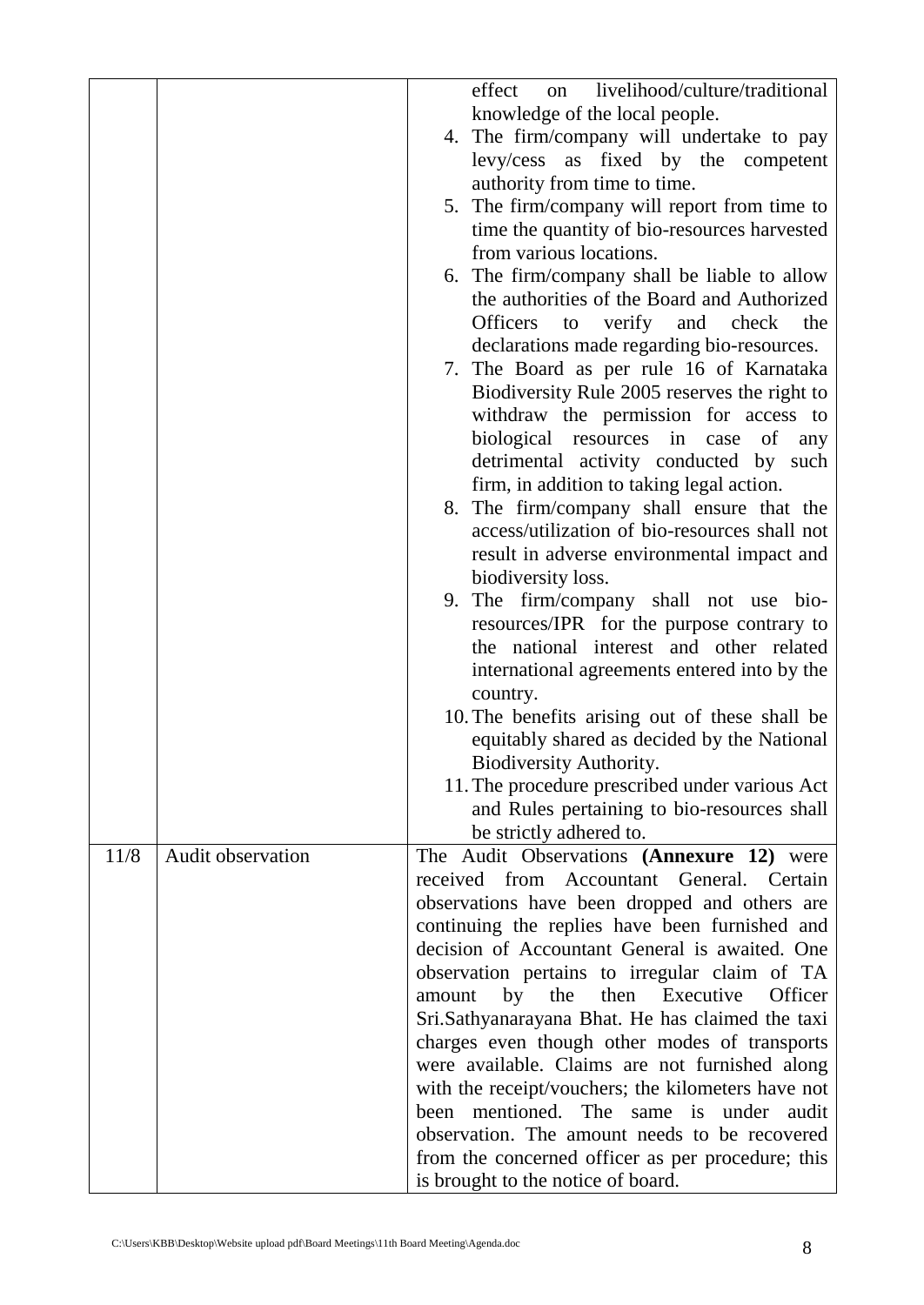| | | |
|---|---|---|
| | | effect on livelihood/culture/traditional knowledge of the local people.<br>4. The firm/company will undertake to pay levy/cess as fixed by the competent authority from time to time.<br>5. The firm/company will report from time to time the quantity of bio-resources harvested from various locations.<br>6. The firm/company shall be liable to allow the authorities of the Board and Authorized Officers to verify and check the declarations made regarding bio-resources.<br>7. The Board as per rule 16 of Karnataka Biodiversity Rule 2005 reserves the right to withdraw the permission for access to biological resources in case of any detrimental activity conducted by such firm, in addition to taking legal action.<br>8. The firm/company shall ensure that the access/utilization of bio-resources shall not result in adverse environmental impact and biodiversity loss.<br>9. The firm/company shall not use bio-resources/IPR for the purpose contrary to the national interest and other related international agreements entered into by the country.<br>10. The benefits arising out of these shall be equitably shared as decided by the National Biodiversity Authority.<br>11. The procedure prescribed under various Act and Rules pertaining to bio-resources shall be strictly adhered to. |
| 11/8 | Audit observation | The Audit Observations **(Annexure 12)** were received from Accountant General. Certain observations have been dropped and others are continuing the replies have been furnished and decision of Accountant General is awaited. One observation pertains to irregular claim of TA amount by the then Executive Officer Sri.Sathyanarayana Bhat. He has claimed the taxi charges even though other modes of transports were available. Claims are not furnished along with the receipt/vouchers; the kilometers have not been mentioned. The same is under audit observation. The amount needs to be recovered from the concerned officer as per procedure; this is brought to the notice of board. |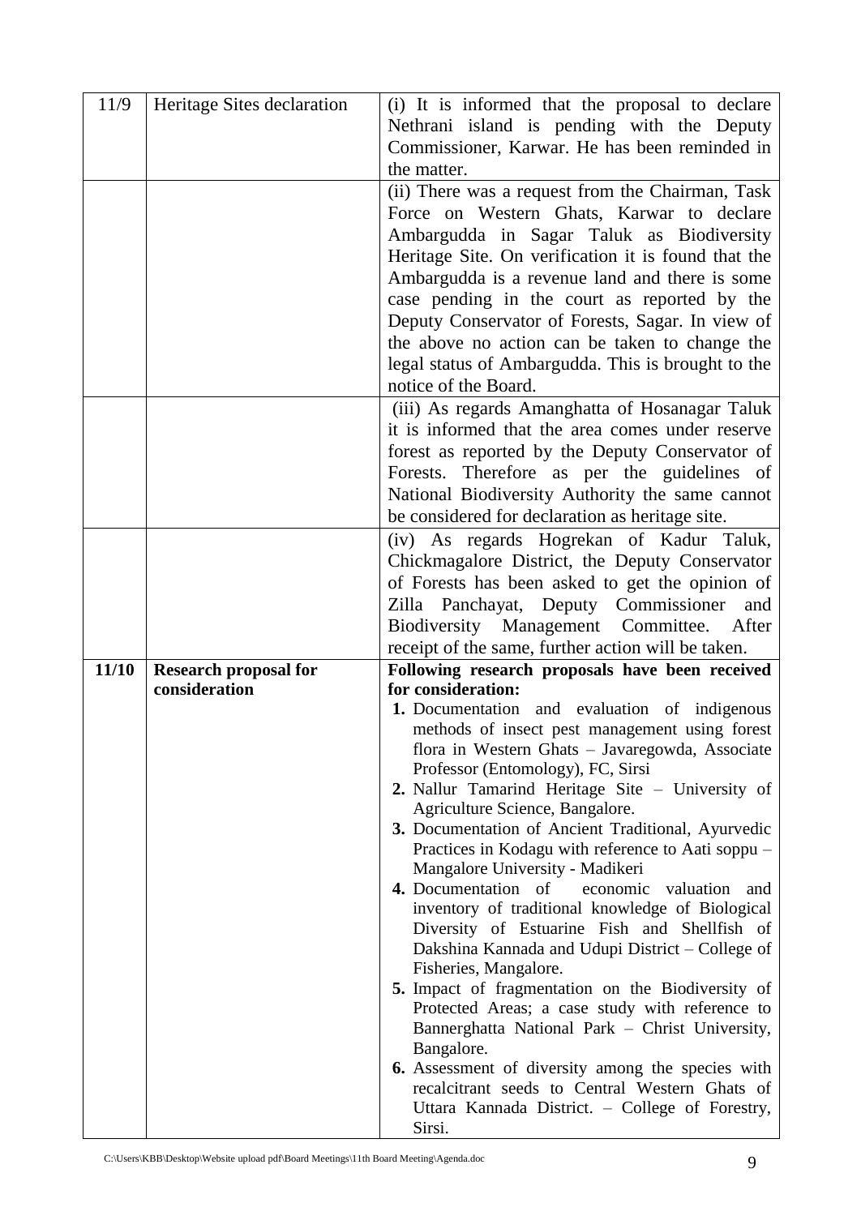| | | |
|---|---|---|
| 11/9 | Heritage Sites declaration | (i) It is informed that the proposal to declare Nethrani island is pending with the Deputy Commissioner, Karwar. He has been reminded in the matter. |
| | | (ii) There was a request from the Chairman, Task Force on Western Ghats, Karwar to declare Ambargudda in Sagar Taluk as Biodiversity Heritage Site. On verification it is found that the Ambargudda is a revenue land and there is some case pending in the court as reported by the Deputy Conservator of Forests, Sagar. In view of the above no action can be taken to change the legal status of Ambargudda. This is brought to the notice of the Board. |
| | | (iii) As regards Amanghatta of Hosanagar Taluk it is informed that the area comes under reserve forest as reported by the Deputy Conservator of Forests. Therefore as per the guidelines of National Biodiversity Authority the same cannot be considered for declaration as heritage site. |
| | | (iv) As regards Hogrekan of Kadur Taluk, Chickmagalore District, the Deputy Conservator of Forests has been asked to get the opinion of Zilla Panchayat, Deputy Commissioner and Biodiversity Management Committee. After receipt of the same, further action will be taken. |
| **11/10** | **Research proposal for consideration** | **Following research proposals have been received for consideration:**<br>**1.** Documentation and evaluation of indigenous methods of insect pest management using forest flora in Western Ghats – Javaregowda, Associate Professor (Entomology), FC, Sirsi<br>**2.** Nallur Tamarind Heritage Site – University of Agriculture Science, Bangalore.<br>**3.** Documentation of Ancient Traditional, Ayurvedic Practices in Kodagu with reference to Aati soppu – Mangalore University - Madikeri<br>**4.** Documentation of economic valuation and inventory of traditional knowledge of Biological Diversity of Estuarine Fish and Shellfish of Dakshina Kannada and Udupi District – College of Fisheries, Mangalore.<br>**5.** Impact of fragmentation on the Biodiversity of Protected Areas; a case study with reference to Bannerghatta National Park – Christ University, Bangalore.<br>**6.** Assessment of diversity among the species with recalcitrant seeds to Central Western Ghats of Uttara Kannada District. – College of Forestry, Sirsi. |

C:\Users\KBB\Desktop\Website upload pdf\Board Meetings\11th Board Meeting\Agenda.doc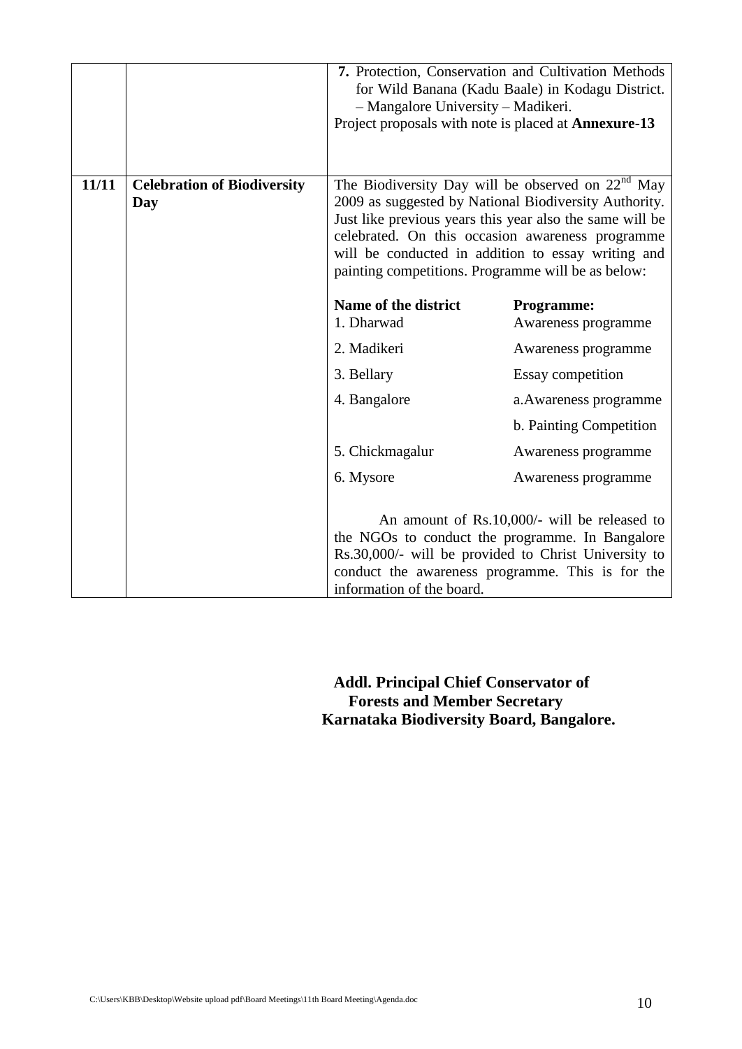| | | |
|---|---|---|
| | | **7.** Protection, Conservation and Cultivation Methods for Wild Banana (Kadu Baale) in Kodagu District. – Mangalore University – Madikeri.<br>Project proposals with note is placed at **Annexure-13** |
| **11/11** | **Celebration of Biodiversity Day** | The Biodiversity Day will be observed on 22nd May 2009 as suggested by National Biodiversity Authority. Just like previous years this year also the same will be celebrated. On this occasion awareness programme will be conducted in addition to essay writing and painting competitions. Programme will be as below:<br><br>**Name of the district** — **Programme:**<br>1. Dharwad — Awareness programme<br>2. Madikeri — Awareness programme<br>3. Bellary — Essay competition<br>4. Bangalore — a. Awareness programme; b. Painting Competition<br>5. Chickmagalur — Awareness programme<br>6. Mysore — Awareness programme<br><br>An amount of Rs.10,000/- will be released to the NGOs to conduct the programme. In Bangalore Rs.30,000/- will be provided to Christ University to conduct the awareness programme. This is for the information of the board. |

**Addl. Principal Chief Conservator of Forests and Member Secretary**
**Karnataka Biodiversity Board, Bangalore.**

C:\Users\KBB\Desktop\Website upload pdf\Board Meetings\11th Board Meeting\Agenda.doc